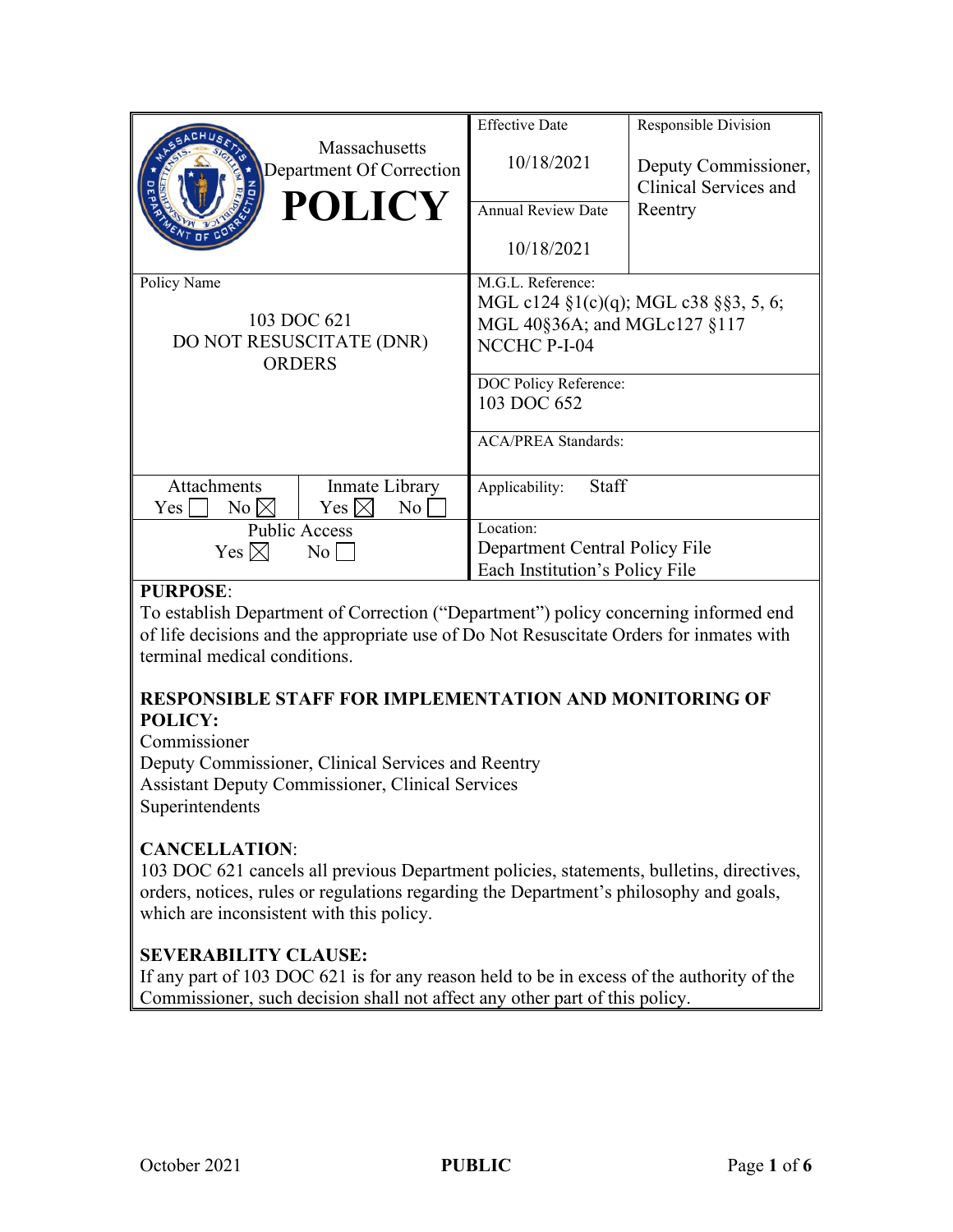| Massachusetts Department Of Correction **POLICY** | Effective Date 10/18/2021 | Responsible Division Deputy Commissioner, Clinical Services and Reentry |
|---|---|---|
| | Annual Review Date 10/18/2021 | |
| Policy Name 103 DOC 621 DO NOT RESUSCITATE (DNR) ORDERS | M.G.L. Reference: MGL c124 §1(c)(q); MGL c38 §§3, 5, 6; MGL 40§36A; and MGLc127 §117 NCCHC P-I-04 | |
| | DOC Policy Reference: 103 DOC 652 | |
| | ACA/PREA Standards: | |
| Attachments Yes ☐ No ☒ / Inmate Library Yes ☒ No ☐ | Applicability: Staff | |
| Public Access Yes ☒ No ☐ | Location: Department Central Policy File Each Institution's Policy File | |

**PURPOSE**:
To establish Department of Correction ("Department") policy concerning informed end of life decisions and the appropriate use of Do Not Resuscitate Orders for inmates with terminal medical conditions.

**RESPONSIBLE STAFF FOR IMPLEMENTATION AND MONITORING OF POLICY:**
Commissioner
Deputy Commissioner, Clinical Services and Reentry
Assistant Deputy Commissioner, Clinical Services
Superintendents

**CANCELLATION**:
103 DOC 621 cancels all previous Department policies, statements, bulletins, directives, orders, notices, rules or regulations regarding the Department's philosophy and goals, which are inconsistent with this policy.

**SEVERABILITY CLAUSE:**
If any part of 103 DOC 621 is for any reason held to be in excess of the authority of the Commissioner, such decision shall not affect any other part of this policy.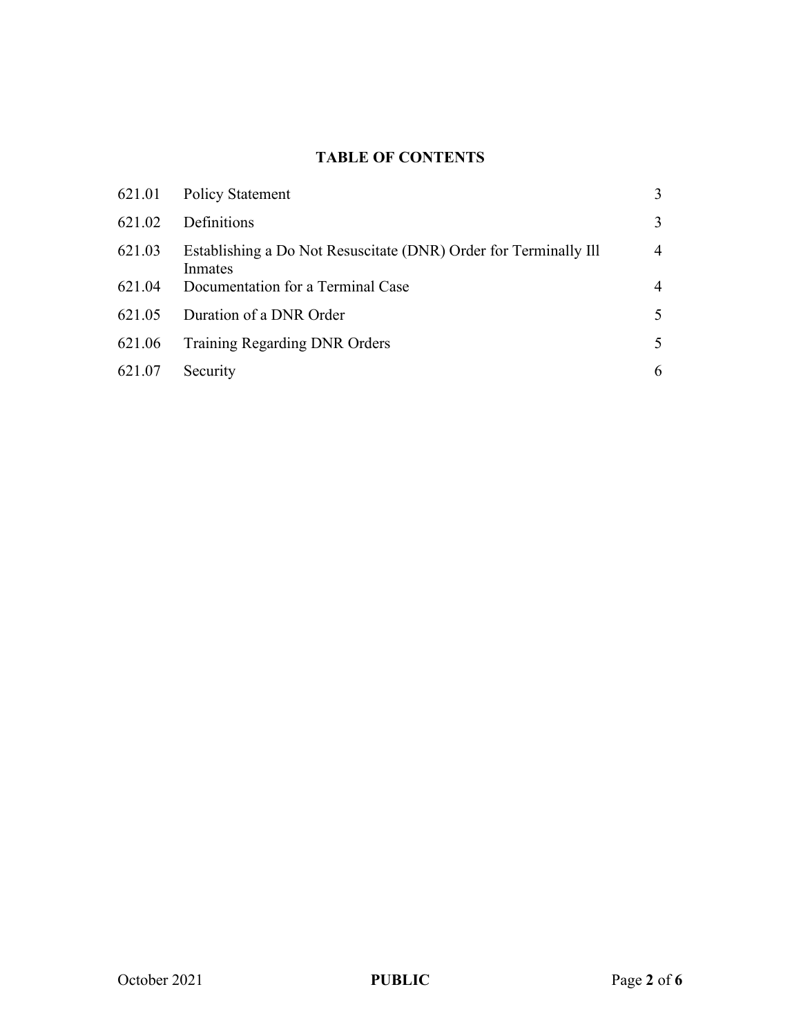**TABLE OF CONTENTS**

| | | |
|---|---|---|
| 621.01 | Policy Statement | 3 |
| 621.02 | Definitions | 3 |
| 621.03 | Establishing a Do Not Resuscitate (DNR) Order for Terminally Ill Inmates | 4 |
| 621.04 | Documentation for a Terminal Case | 4 |
| 621.05 | Duration of a DNR Order | 5 |
| 621.06 | Training Regarding DNR Orders | 5 |
| 621.07 | Security | 6 |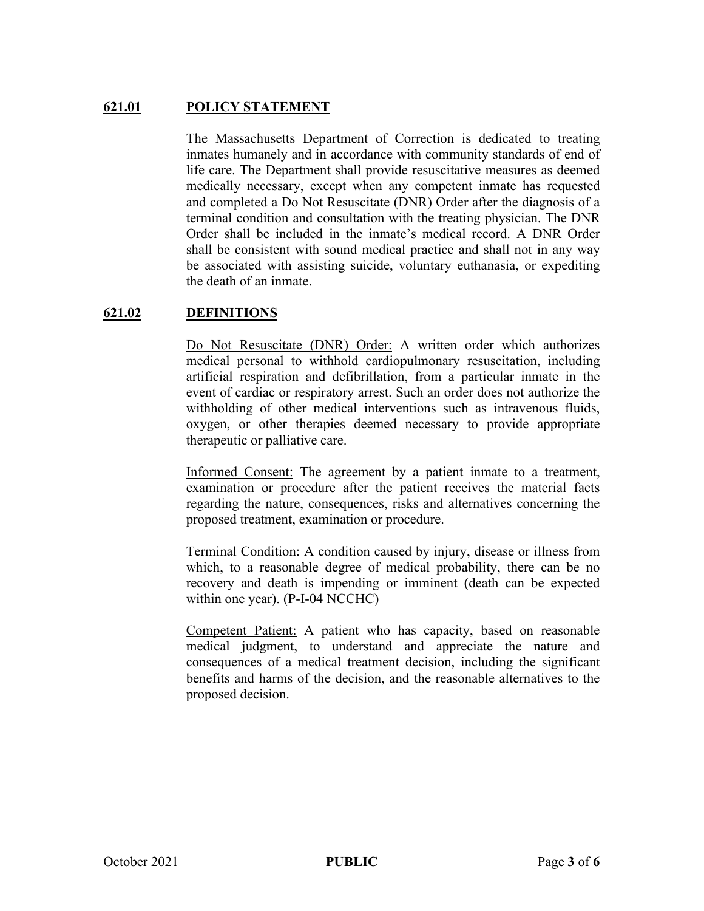## 621.01 POLICY STATEMENT

The Massachusetts Department of Correction is dedicated to treating inmates humanely and in accordance with community standards of end of life care. The Department shall provide resuscitative measures as deemed medically necessary, except when any competent inmate has requested and completed a Do Not Resuscitate (DNR) Order after the diagnosis of a terminal condition and consultation with the treating physician. The DNR Order shall be included in the inmate's medical record. A DNR Order shall be consistent with sound medical practice and shall not in any way be associated with assisting suicide, voluntary euthanasia, or expediting the death of an inmate.

## 621.02 DEFINITIONS

Do Not Resuscitate (DNR) Order: A written order which authorizes medical personal to withhold cardiopulmonary resuscitation, including artificial respiration and defibrillation, from a particular inmate in the event of cardiac or respiratory arrest. Such an order does not authorize the withholding of other medical interventions such as intravenous fluids, oxygen, or other therapies deemed necessary to provide appropriate therapeutic or palliative care.

Informed Consent: The agreement by a patient inmate to a treatment, examination or procedure after the patient receives the material facts regarding the nature, consequences, risks and alternatives concerning the proposed treatment, examination or procedure.

Terminal Condition: A condition caused by injury, disease or illness from which, to a reasonable degree of medical probability, there can be no recovery and death is impending or imminent (death can be expected within one year). (P-I-04 NCCHC)

Competent Patient: A patient who has capacity, based on reasonable medical judgment, to understand and appreciate the nature and consequences of a medical treatment decision, including the significant benefits and harms of the decision, and the reasonable alternatives to the proposed decision.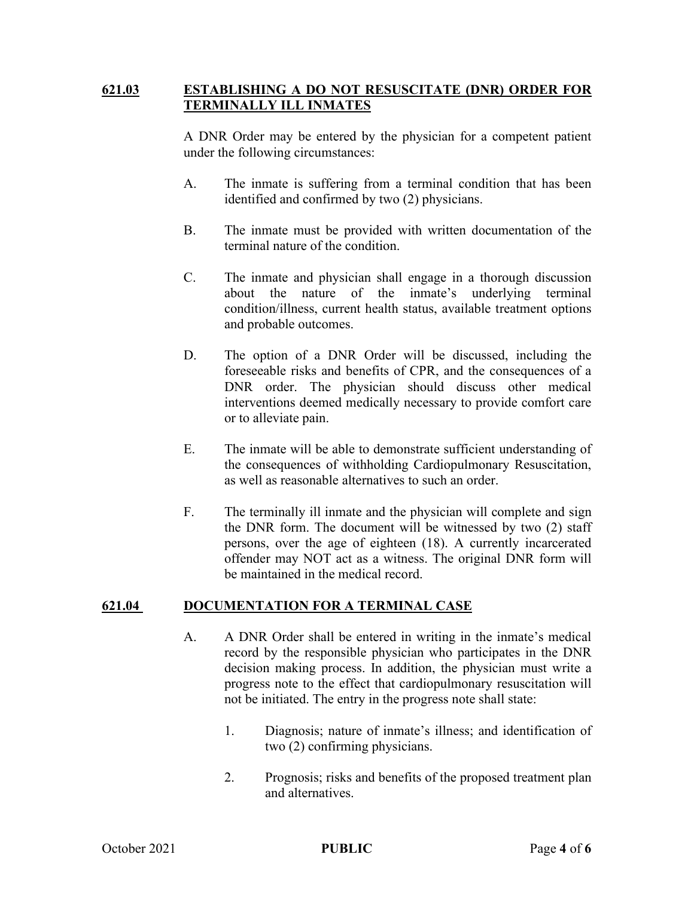## 621.03 ESTABLISHING A DO NOT RESUSCITATE (DNR) ORDER FOR TERMINALLY ILL INMATES

A DNR Order may be entered by the physician for a competent patient under the following circumstances:

A. The inmate is suffering from a terminal condition that has been identified and confirmed by two (2) physicians.

B. The inmate must be provided with written documentation of the terminal nature of the condition.

C. The inmate and physician shall engage in a thorough discussion about the nature of the inmate's underlying terminal condition/illness, current health status, available treatment options and probable outcomes.

D. The option of a DNR Order will be discussed, including the foreseeable risks and benefits of CPR, and the consequences of a DNR order. The physician should discuss other medical interventions deemed medically necessary to provide comfort care or to alleviate pain.

E. The inmate will be able to demonstrate sufficient understanding of the consequences of withholding Cardiopulmonary Resuscitation, as well as reasonable alternatives to such an order.

F. The terminally ill inmate and the physician will complete and sign the DNR form. The document will be witnessed by two (2) staff persons, over the age of eighteen (18). A currently incarcerated offender may NOT act as a witness. The original DNR form will be maintained in the medical record.

## 621.04 DOCUMENTATION FOR A TERMINAL CASE

A. A DNR Order shall be entered in writing in the inmate's medical record by the responsible physician who participates in the DNR decision making process. In addition, the physician must write a progress note to the effect that cardiopulmonary resuscitation will not be initiated. The entry in the progress note shall state:

   1. Diagnosis; nature of inmate's illness; and identification of two (2) confirming physicians.

   2. Prognosis; risks and benefits of the proposed treatment plan and alternatives.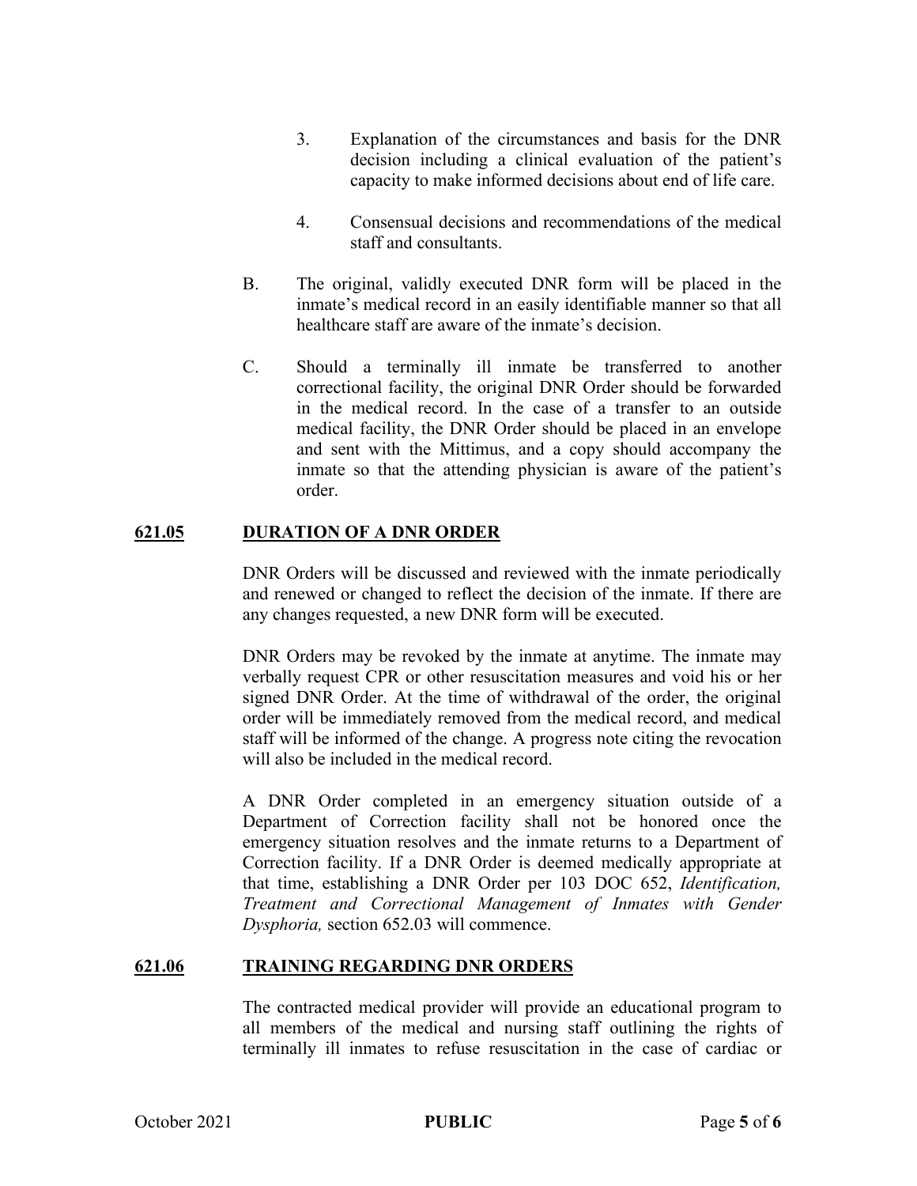3. Explanation of the circumstances and basis for the DNR decision including a clinical evaluation of the patient's capacity to make informed decisions about end of life care.

4. Consensual decisions and recommendations of the medical staff and consultants.

B. The original, validly executed DNR form will be placed in the inmate's medical record in an easily identifiable manner so that all healthcare staff are aware of the inmate's decision.

C. Should a terminally ill inmate be transferred to another correctional facility, the original DNR Order should be forwarded in the medical record. In the case of a transfer to an outside medical facility, the DNR Order should be placed in an envelope and sent with the Mittimus, and a copy should accompany the inmate so that the attending physician is aware of the patient's order.

## **621.05 DURATION OF A DNR ORDER**

DNR Orders will be discussed and reviewed with the inmate periodically and renewed or changed to reflect the decision of the inmate. If there are any changes requested, a new DNR form will be executed.

DNR Orders may be revoked by the inmate at anytime. The inmate may verbally request CPR or other resuscitation measures and void his or her signed DNR Order. At the time of withdrawal of the order, the original order will be immediately removed from the medical record, and medical staff will be informed of the change. A progress note citing the revocation will also be included in the medical record.

A DNR Order completed in an emergency situation outside of a Department of Correction facility shall not be honored once the emergency situation resolves and the inmate returns to a Department of Correction facility. If a DNR Order is deemed medically appropriate at that time, establishing a DNR Order per 103 DOC 652, *Identification, Treatment and Correctional Management of Inmates with Gender Dysphoria,* section 652.03 will commence.

## **621.06 TRAINING REGARDING DNR ORDERS**

The contracted medical provider will provide an educational program to all members of the medical and nursing staff outlining the rights of terminally ill inmates to refuse resuscitation in the case of cardiac or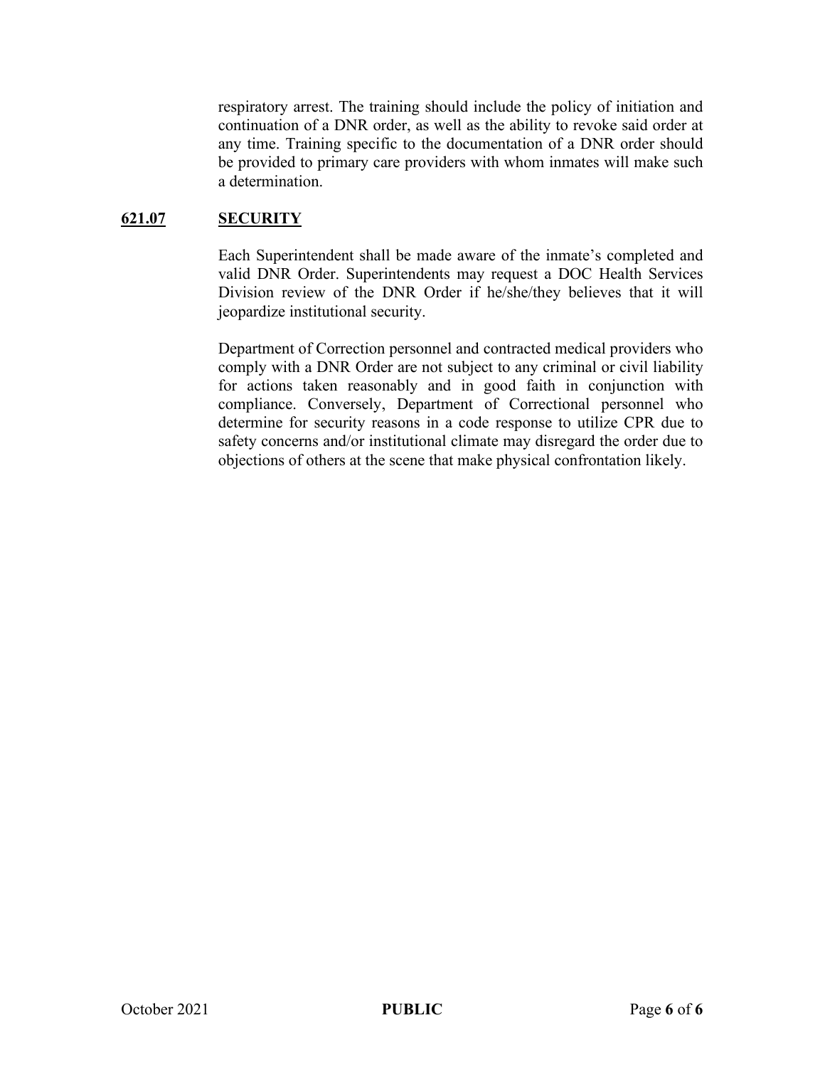respiratory arrest. The training should include the policy of initiation and continuation of a DNR order, as well as the ability to revoke said order at any time. Training specific to the documentation of a DNR order should be provided to primary care providers with whom inmates will make such a determination.

## 621.07 SECURITY

Each Superintendent shall be made aware of the inmate's completed and valid DNR Order. Superintendents may request a DOC Health Services Division review of the DNR Order if he/she/they believes that it will jeopardize institutional security.

Department of Correction personnel and contracted medical providers who comply with a DNR Order are not subject to any criminal or civil liability for actions taken reasonably and in good faith in conjunction with compliance. Conversely, Department of Correctional personnel who determine for security reasons in a code response to utilize CPR due to safety concerns and/or institutional climate may disregard the order due to objections of others at the scene that make physical confrontation likely.